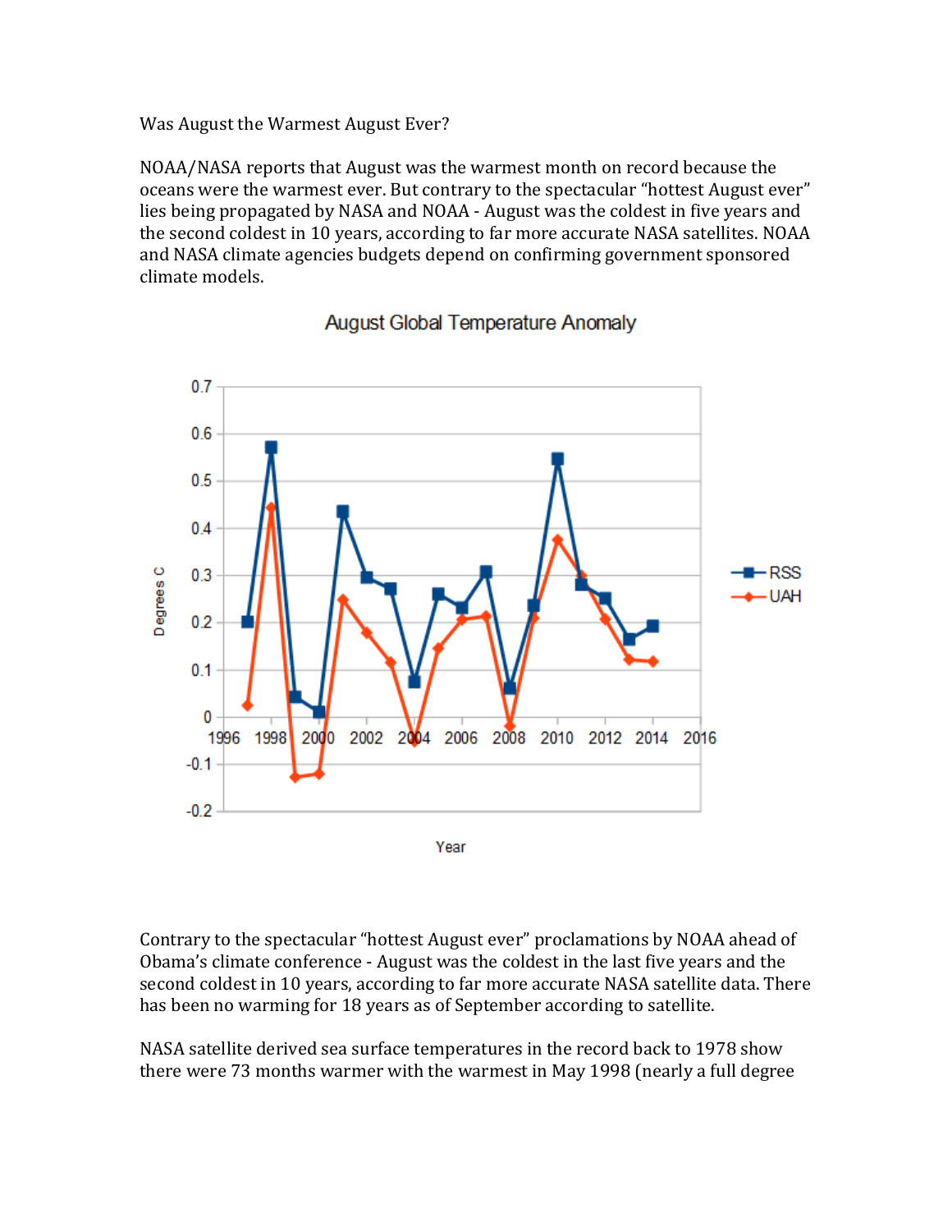Was August the Warmest August Ever?

NOAA/NASA reports that August was the warmest month on record because the oceans were the warmest ever. But contrary to the spectacular "hottest August ever" lies being propagated by NASA and NOAA - August was the coldest in five years and the second coldest in 10 years, according to far more accurate NASA satellites. NOAA and NASA climate agencies budgets depend on confirming government sponsored climate models.

August Global Temperature Anomaly

Contrary to the spectacular "hottest August ever" proclamations by NOAA ahead of Obama's climate conference - August was the coldest in the last five years and the second coldest in 10 years, according to far more accurate NASA satellite data. There has been no warming for 18 years as of September according to satellite.

NASA satellite derived sea surface temperatures in the record back to 1978 show there were 73 months warmer with the warmest in May 1998 (nearly a full degree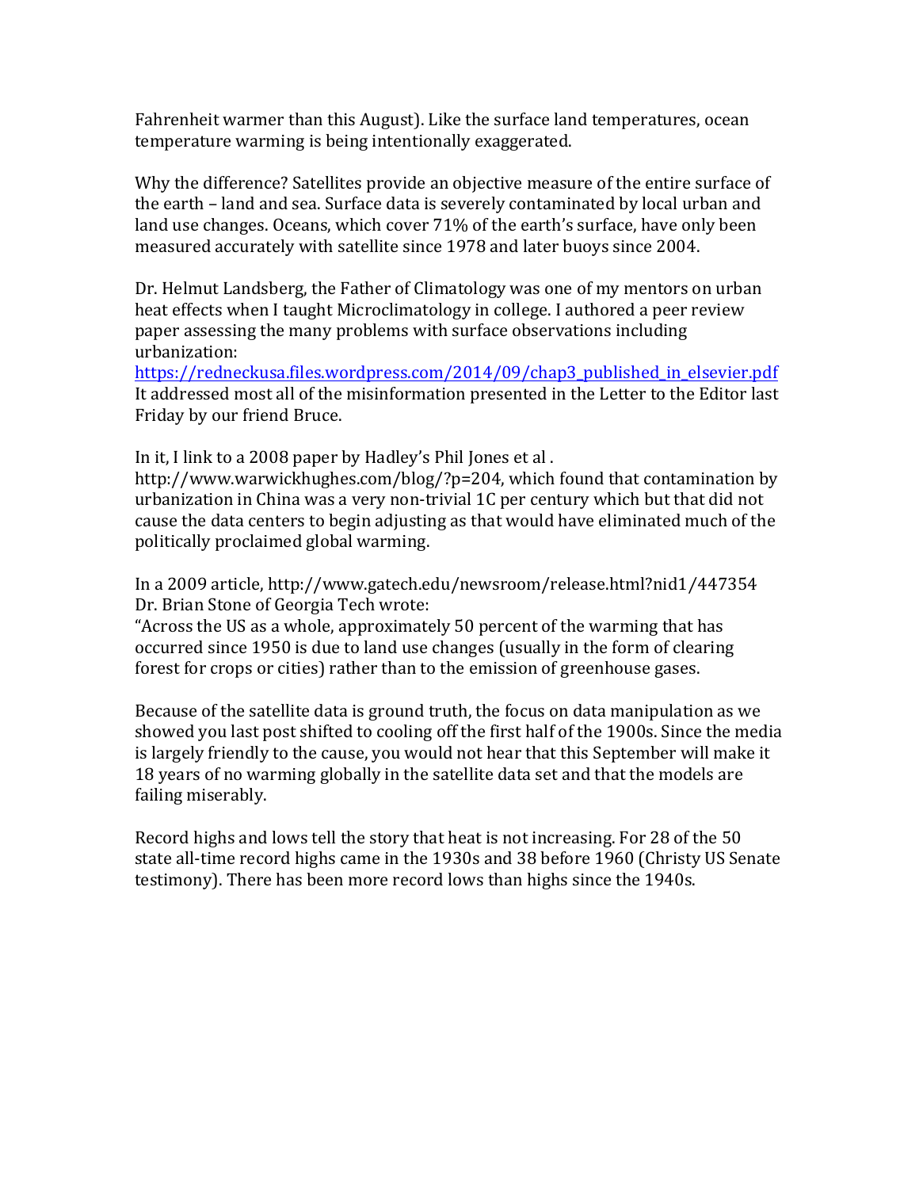Fahrenheit warmer than this August). Like the surface land temperatures, ocean temperature warming is being intentionally exaggerated.

Why the difference? Satellites provide an objective measure of the entire surface of the earth – land and sea. Surface data is severely contaminated by local urban and land use changes. Oceans, which cover 71% of the earth's surface, have only been measured accurately with satellite since 1978 and later buoys since 2004.

Dr. Helmut Landsberg, the Father of Climatology was one of my mentors on urban heat effects when I taught Microclimatology in college. I authored a peer review paper assessing the many problems with surface observations including urbanization:
https://redneckusa.files.wordpress.com/2014/09/chap3_published_in_elsevier.pdf
It addressed most all of the misinformation presented in the Letter to the Editor last Friday by our friend Bruce.

In it, I link to a 2008 paper by Hadley's Phil Jones et al .
http://www.warwickhughes.com/blog/?p=204, which found that contamination by urbanization in China was a very non-trivial 1C per century which but that did not cause the data centers to begin adjusting as that would have eliminated much of the politically proclaimed global warming.

In a 2009 article, http://www.gatech.edu/newsroom/release.html?nid1/447354 Dr. Brian Stone of Georgia Tech wrote:
"Across the US as a whole, approximately 50 percent of the warming that has occurred since 1950 is due to land use changes (usually in the form of clearing forest for crops or cities) rather than to the emission of greenhouse gases.

Because of the satellite data is ground truth, the focus on data manipulation as we showed you last post shifted to cooling off the first half of the 1900s. Since the media is largely friendly to the cause, you would not hear that this September will make it 18 years of no warming globally in the satellite data set and that the models are failing miserably.

Record highs and lows tell the story that heat is not increasing. For 28 of the 50 state all-time record highs came in the 1930s and 38 before 1960 (Christy US Senate testimony). There has been more record lows than highs since the 1940s.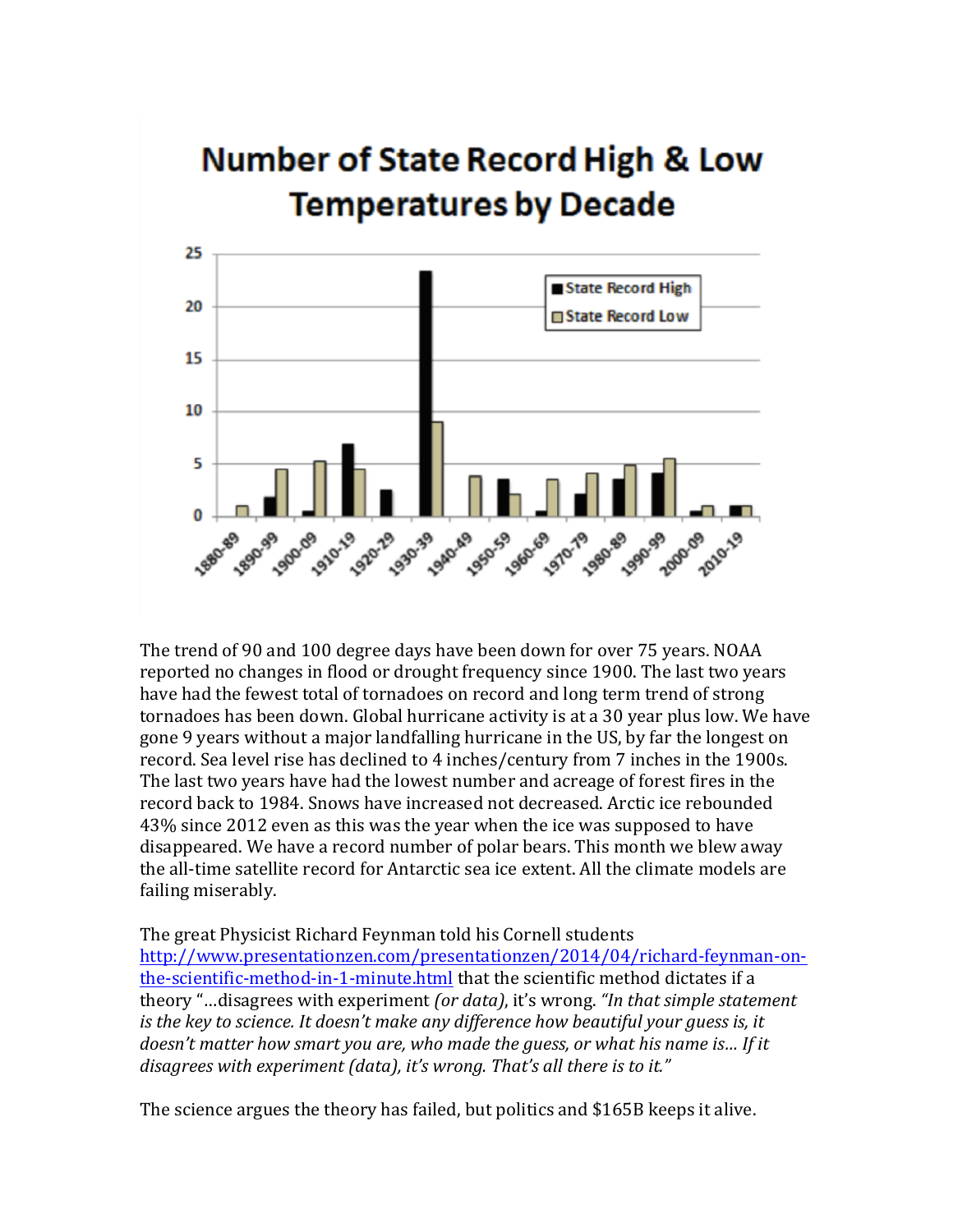## Number of State Record High & Low Temperatures by Decade

The trend of 90 and 100 degree days have been down for over 75 years. NOAA reported no changes in flood or drought frequency since 1900. The last two years have had the fewest total of tornadoes on record and long term trend of strong tornadoes has been down. Global hurricane activity is at a 30 year plus low. We have gone 9 years without a major landfalling hurricane in the US, by far the longest on record. Sea level rise has declined to 4 inches/century from 7 inches in the 1900s. The last two years have had the lowest number and acreage of forest fires in the record back to 1984. Snows have increased not decreased. Arctic ice rebounded 43% since 2012 even as this was the year when the ice was supposed to have disappeared. We have a record number of polar bears. This month we blew away the all-time satellite record for Antarctic sea ice extent. All the climate models are failing miserably.

The great Physicist Richard Feynman told his Cornell students [http://www.presentationzen.com/presentationzen/2014/04/richard-feynman-on-the-scientific-method-in-1-minute.html](http://www.presentationzen.com/presentationzen/2014/04/richard-feynman-on-the-scientific-method-in-1-minute.html) that the scientific method dictates if a theory "…disagrees with experiment *(or data)*, it's wrong. *"In that simple statement is the key to science. It doesn't make any difference how beautiful your guess is, it doesn't matter how smart you are, who made the guess, or what his name is… If it disagrees with experiment (data), it's wrong. That's all there is to it."*

The science argues the theory has failed, but politics and $165B keeps it alive.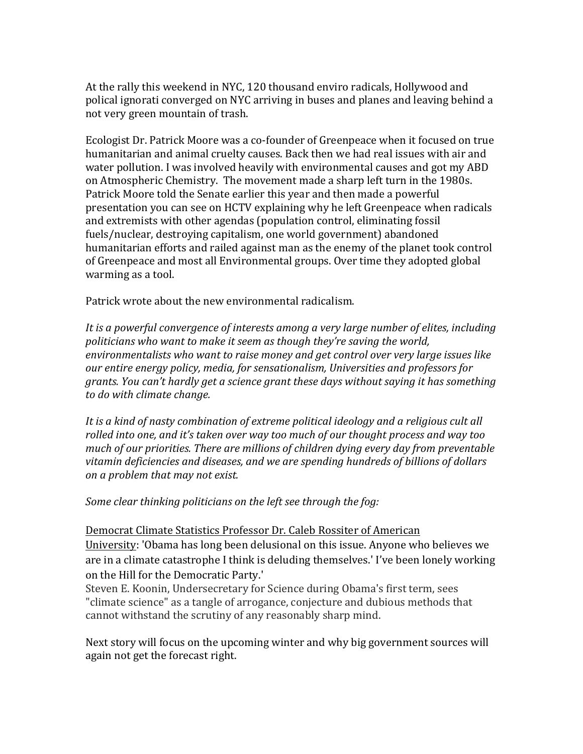At the rally this weekend in NYC, 120 thousand enviro radicals, Hollywood and polical ignorati converged on NYC arriving in buses and planes and leaving behind a not very green mountain of trash.

Ecologist Dr. Patrick Moore was a co-founder of Greenpeace when it focused on true humanitarian and animal cruelty causes. Back then we had real issues with air and water pollution. I was involved heavily with environmental causes and got my ABD on Atmospheric Chemistry. The movement made a sharp left turn in the 1980s. Patrick Moore told the Senate earlier this year and then made a powerful presentation you can see on HCTV explaining why he left Greenpeace when radicals and extremists with other agendas (population control, eliminating fossil fuels/nuclear, destroying capitalism, one world government) abandoned humanitarian efforts and railed against man as the enemy of the planet took control of Greenpeace and most all Environmental groups. Over time they adopted global warming as a tool.

Patrick wrote about the new environmental radicalism.

*It is a powerful convergence of interests among a very large number of elites, including politicians who want to make it seem as though they're saving the world, environmentalists who want to raise money and get control over very large issues like our entire energy policy, media, for sensationalism, Universities and professors for grants. You can't hardly get a science grant these days without saying it has something to do with climate change.*

*It is a kind of nasty combination of extreme political ideology and a religious cult all rolled into one, and it's taken over way too much of our thought process and way too much of our priorities. There are millions of children dying every day from preventable vitamin deficiencies and diseases, and we are spending hundreds of billions of dollars on a problem that may not exist.*

*Some clear thinking politicians on the left see through the fog:*

<u>Democrat Climate Statistics Professor Dr. Caleb Rossiter of American University</u>: 'Obama has long been delusional on this issue. Anyone who believes we are in a climate catastrophe I think is deluding themselves.' I've been lonely working on the Hill for the Democratic Party.'
Steven E. Koonin, Undersecretary for Science during Obama's first term, sees "climate science" as a tangle of arrogance, conjecture and dubious methods that cannot withstand the scrutiny of any reasonably sharp mind.

Next story will focus on the upcoming winter and why big government sources will again not get the forecast right.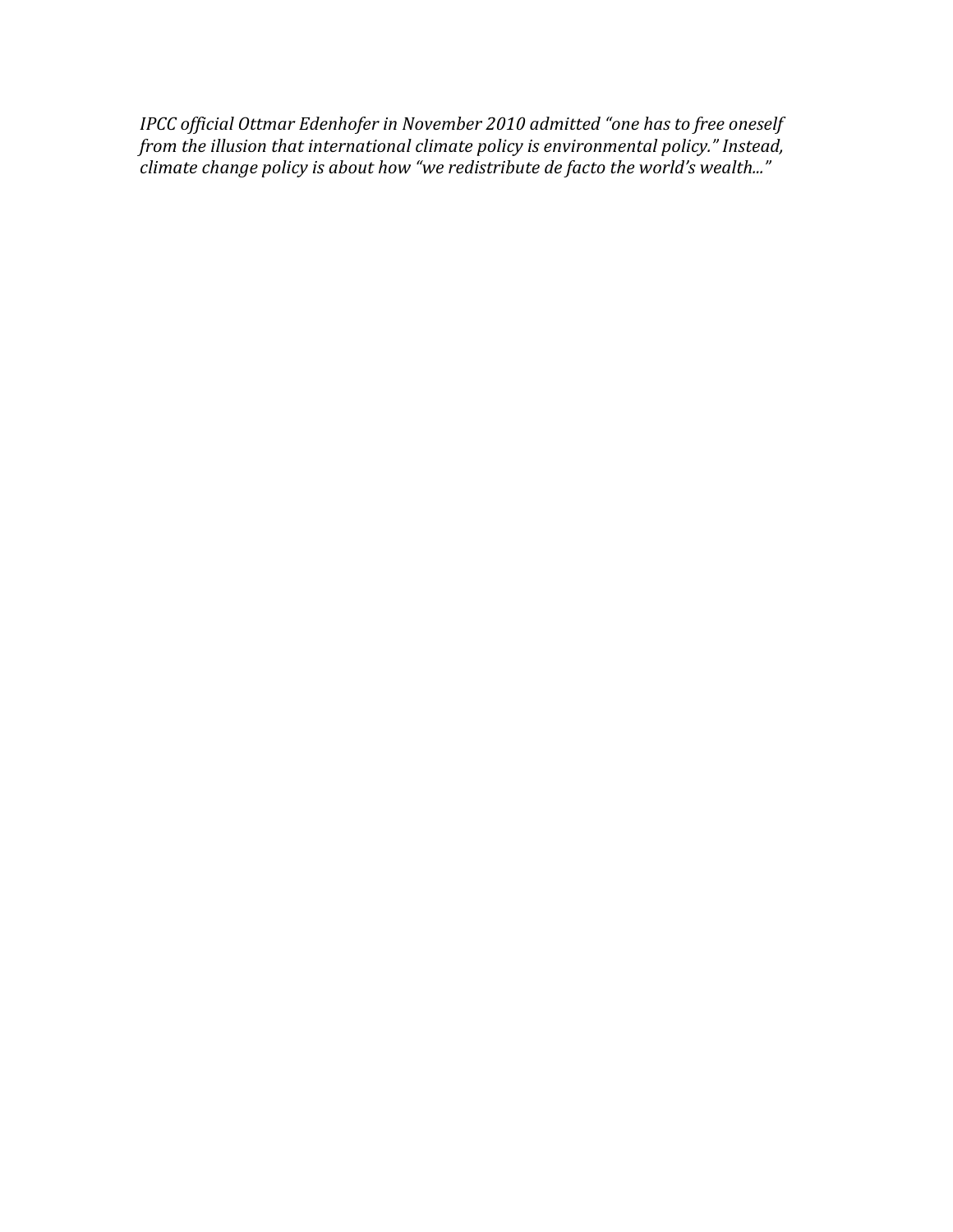*IPCC official Ottmar Edenhofer in November 2010 admitted "one has to free oneself from the illusion that international climate policy is environmental policy." Instead, climate change policy is about how "we redistribute de facto the world's wealth..."*